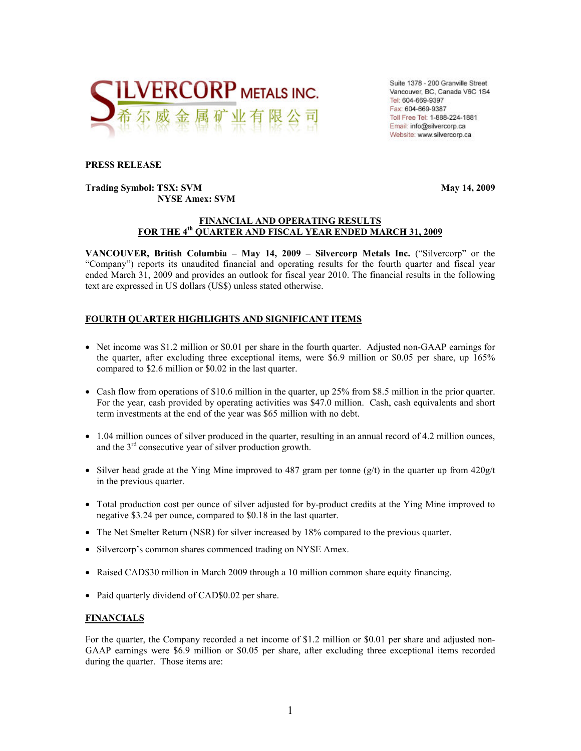SILVERCORP METALS INC.
希尔威金属矿业有限公司

Suite 1378 - 200 Granville Street
Vancouver, BC, Canada V6C 1S4
Tel: 604-669-9397
Fax: 604-669-9387
Toll Free Tel: 1-888-224-1881
Email: info@silvercorp.ca
Website: www.silvercorp.ca

**PRESS RELEASE**

**Trading Symbol: TSX: SVM** **May 14, 2009**
**NYSE Amex: SVM**

## FINANCIAL AND OPERATING RESULTS FOR THE 4th QUARTER AND FISCAL YEAR ENDED MARCH 31, 2009

**VANCOUVER, British Columbia – May 14, 2009 – Silvercorp Metals Inc.** ("Silvercorp" or the "Company") reports its unaudited financial and operating results for the fourth quarter and fiscal year ended March 31, 2009 and provides an outlook for fiscal year 2010. The financial results in the following text are expressed in US dollars (US$) unless stated otherwise.

### FOURTH QUARTER HIGHLIGHTS AND SIGNIFICANT ITEMS

- Net income was $1.2 million or $0.01 per share in the fourth quarter. Adjusted non-GAAP earnings for the quarter, after excluding three exceptional items, were $6.9 million or $0.05 per share, up 165% compared to $2.6 million or $0.02 in the last quarter.
- Cash flow from operations of $10.6 million in the quarter, up 25% from $8.5 million in the prior quarter. For the year, cash provided by operating activities was $47.0 million. Cash, cash equivalents and short term investments at the end of the year was $65 million with no debt.
- 1.04 million ounces of silver produced in the quarter, resulting in an annual record of 4.2 million ounces, and the 3rd consecutive year of silver production growth.
- Silver head grade at the Ying Mine improved to 487 gram per tonne (g/t) in the quarter up from 420g/t in the previous quarter.
- Total production cost per ounce of silver adjusted for by-product credits at the Ying Mine improved to negative $3.24 per ounce, compared to $0.18 in the last quarter.
- The Net Smelter Return (NSR) for silver increased by 18% compared to the previous quarter.
- Silvercorp's common shares commenced trading on NYSE Amex.
- Raised CAD$30 million in March 2009 through a 10 million common share equity financing.
- Paid quarterly dividend of CAD$0.02 per share.

### FINANCIALS

For the quarter, the Company recorded a net income of $1.2 million or $0.01 per share and adjusted non-GAAP earnings were $6.9 million or $0.05 per share, after excluding three exceptional items recorded during the quarter. Those items are: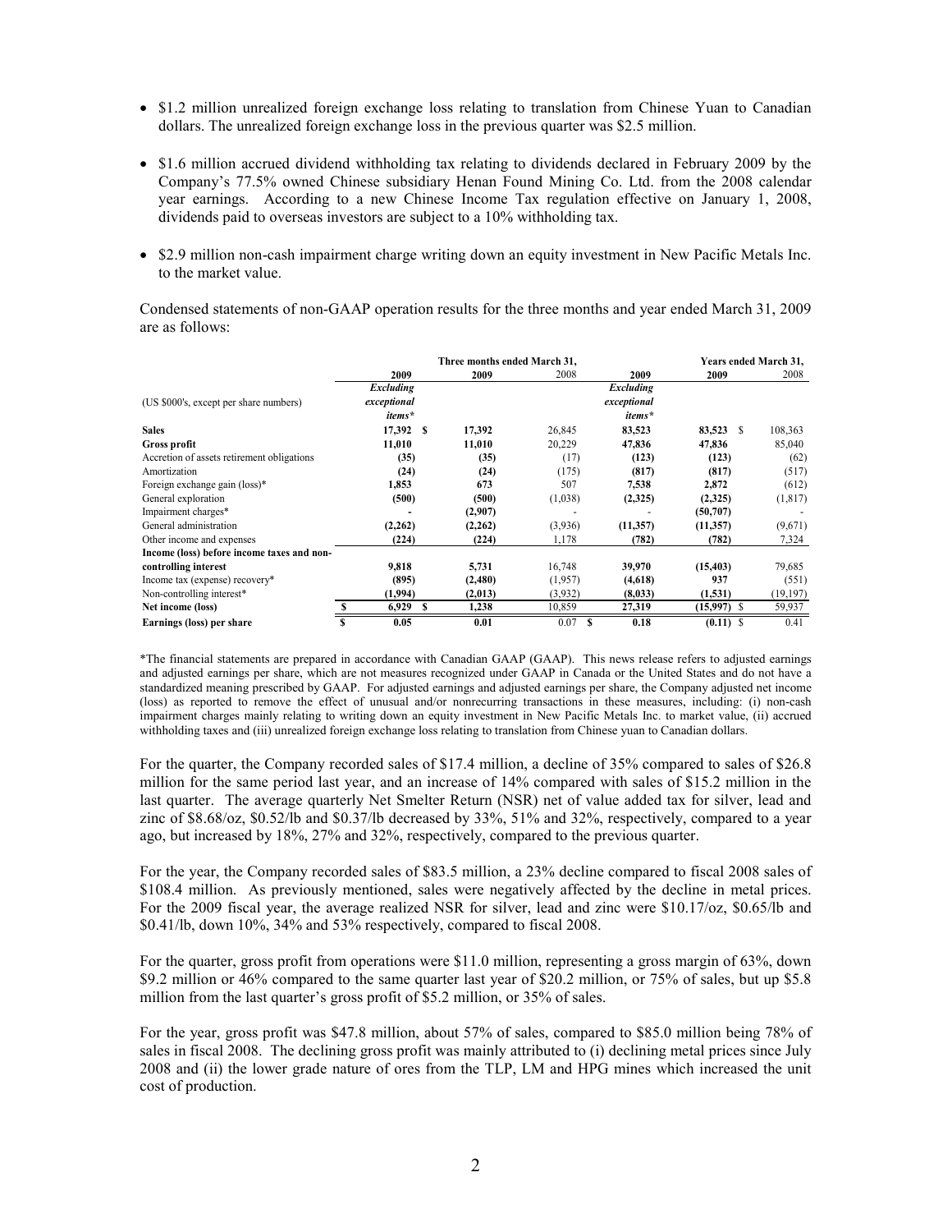- $1.2 million unrealized foreign exchange loss relating to translation from Chinese Yuan to Canadian dollars. The unrealized foreign exchange loss in the previous quarter was $2.5 million.

- $1.6 million accrued dividend withholding tax relating to dividends declared in February 2009 by the Company's 77.5% owned Chinese subsidiary Henan Found Mining Co. Ltd. from the 2008 calendar year earnings. According to a new Chinese Income Tax regulation effective on January 1, 2008, dividends paid to overseas investors are subject to a 10% withholding tax.

- $2.9 million non-cash impairment charge writing down an equity investment in New Pacific Metals Inc. to the market value.

Condensed statements of non-GAAP operation results for the three months and year ended March 31, 2009 are as follows:

| | Three months ended March 31, | | | Years ended March 31, | | |
|---|---|---|---|---|---|---|
| | 2009 | 2009 | 2008 | 2009 | 2009 | 2008 |
| (US $000's, except per share numbers) | *Excluding exceptional items** | | | *Excluding exceptional items** | | |
| **Sales** | **17,392** | $ **17,392** | 26,845 | **83,523** | **83,523** $ | 108,363 |
| **Gross profit** | **11,010** | **11,010** | 20,229 | **47,836** | **47,836** | 85,040 |
| Accretion of assets retirement obligations | **(35)** | **(35)** | (17) | **(123)** | **(123)** | (62) |
| Amortization | **(24)** | **(24)** | (175) | **(817)** | **(817)** | (517) |
| Foreign exchange gain (loss)* | **1,853** | **673** | 507 | **7,538** | **2,872** | (612) |
| General exploration | **(500)** | **(500)** | (1,038) | **(2,325)** | **(2,325)** | (1,817) |
| Impairment charges* | **-** | **(2,907)** | - | **-** | **(50,707)** | - |
| General administration | **(2,262)** | **(2,262)** | (3,936) | **(11,357)** | **(11,357)** | (9,671) |
| Other income and expenses | **(224)** | **(224)** | 1,178 | **(782)** | **(782)** | 7,324 |
| **Income (loss) before income taxes and non-controlling interest** | **9,818** | **5,731** | 16,748 | **39,970** | **(15,403)** | 79,685 |
| Income tax (expense) recovery* | **(895)** | **(2,480)** | (1,957) | **(4,618)** | **937** | (551) |
| Non-controlling interest* | **(1,994)** | **(2,013)** | (3,932) | **(8,033)** | **(1,531)** | (19,197) |
| **Net income (loss)** | $ **6,929** | $ **1,238** | 10,859 | **27,319** | **(15,997)** $ | 59,937 |
| **Earnings (loss) per share** | $ **0.05** | **0.01** | 0.07 | $ **0.18** | **(0.11)** $ | 0.41 |

*The financial statements are prepared in accordance with Canadian GAAP (GAAP). This news release refers to adjusted earnings and adjusted earnings per share, which are not measures recognized under GAAP in Canada or the United States and do not have a standardized meaning prescribed by GAAP. For adjusted earnings and adjusted earnings per share, the Company adjusted net income (loss) as reported to remove the effect of unusual and/or nonrecurring transactions in these measures, including: (i) non-cash impairment charges mainly relating to writing down an equity investment in New Pacific Metals Inc. to market value, (ii) accrued withholding taxes and (iii) unrealized foreign exchange loss relating to translation from Chinese yuan to Canadian dollars.

For the quarter, the Company recorded sales of $17.4 million, a decline of 35% compared to sales of $26.8 million for the same period last year, and an increase of 14% compared with sales of $15.2 million in the last quarter. The average quarterly Net Smelter Return (NSR) net of value added tax for silver, lead and zinc of $8.68/oz, $0.52/lb and $0.37/lb decreased by 33%, 51% and 32%, respectively, compared to a year ago, but increased by 18%, 27% and 32%, respectively, compared to the previous quarter.

For the year, the Company recorded sales of $83.5 million, a 23% decline compared to fiscal 2008 sales of $108.4 million. As previously mentioned, sales were negatively affected by the decline in metal prices. For the 2009 fiscal year, the average realized NSR for silver, lead and zinc were $10.17/oz, $0.65/lb and $0.41/lb, down 10%, 34% and 53% respectively, compared to fiscal 2008.

For the quarter, gross profit from operations were $11.0 million, representing a gross margin of 63%, down $9.2 million or 46% compared to the same quarter last year of $20.2 million, or 75% of sales, but up $5.8 million from the last quarter's gross profit of $5.2 million, or 35% of sales.

For the year, gross profit was $47.8 million, about 57% of sales, compared to $85.0 million being 78% of sales in fiscal 2008. The declining gross profit was mainly attributed to (i) declining metal prices since July 2008 and (ii) the lower grade nature of ores from the TLP, LM and HPG mines which increased the unit cost of production.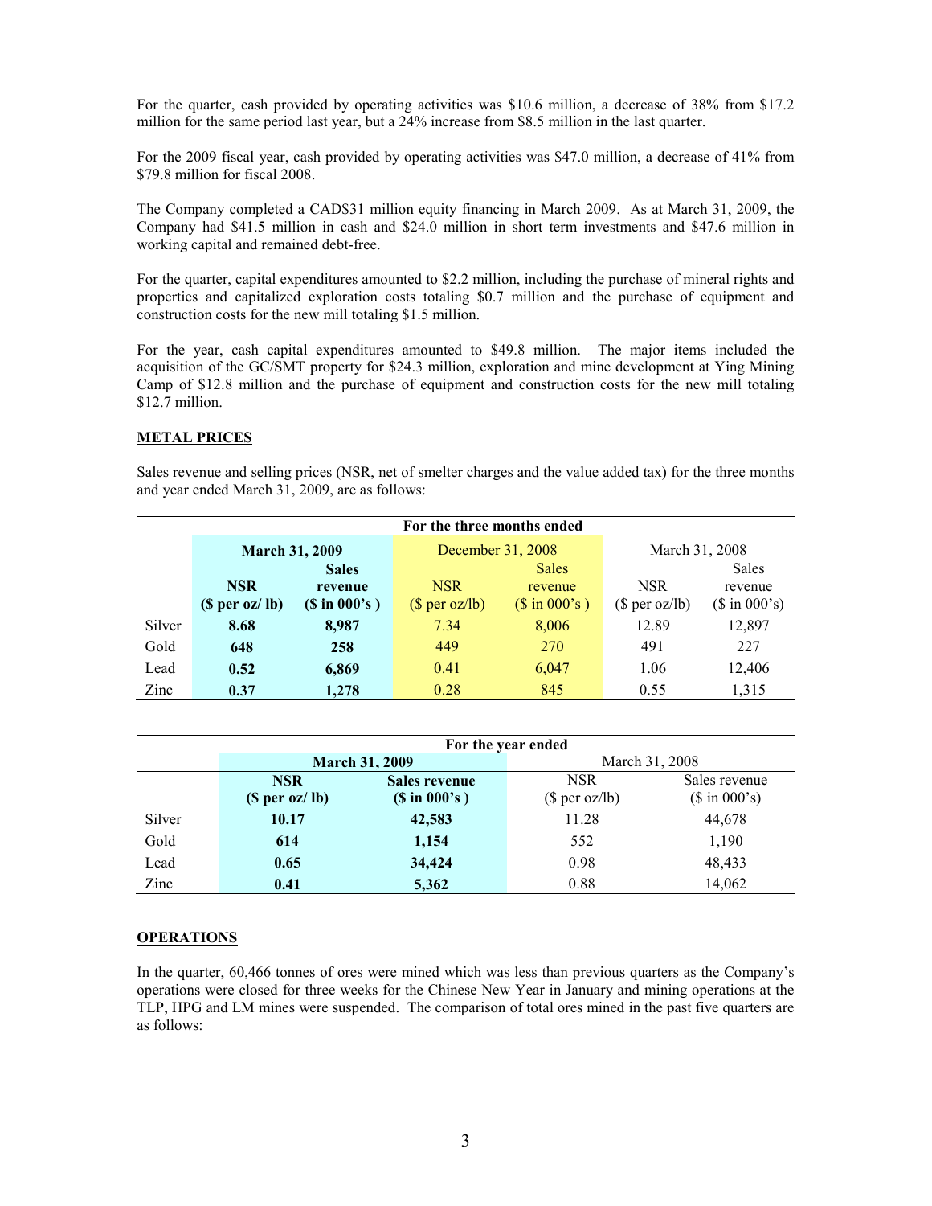For the quarter, cash provided by operating activities was $10.6 million, a decrease of 38% from $17.2 million for the same period last year, but a 24% increase from $8.5 million in the last quarter.

For the 2009 fiscal year, cash provided by operating activities was $47.0 million, a decrease of 41% from $79.8 million for fiscal 2008.

The Company completed a CAD$31 million equity financing in March 2009. As at March 31, 2009, the Company had $41.5 million in cash and $24.0 million in short term investments and $47.6 million in working capital and remained debt-free.

For the quarter, capital expenditures amounted to $2.2 million, including the purchase of mineral rights and properties and capitalized exploration costs totaling $0.7 million and the purchase of equipment and construction costs for the new mill totaling $1.5 million.

For the year, cash capital expenditures amounted to $49.8 million. The major items included the acquisition of the GC/SMT property for $24.3 million, exploration and mine development at Ying Mining Camp of $12.8 million and the purchase of equipment and construction costs for the new mill totaling $12.7 million.

## METAL PRICES

Sales revenue and selling prices (NSR, net of smelter charges and the value added tax) for the three months and year ended March 31, 2009, are as follows:

| | **For the three months ended** | | | | | |
|---|---|---|---|---|---|---|
| | **March 31, 2009** | | December 31, 2008 | | March 31, 2008 | |
| | **NSR ($ per oz/ lb)** | **Sales revenue ($ in 000's )** | NSR ($ per oz/lb) | Sales revenue ($ in 000's ) | NSR ($ per oz/lb) | Sales revenue ($ in 000's) |
| Silver | **8.68** | **8,987** | 7.34 | 8,006 | 12.89 | 12,897 |
| Gold | **648** | **258** | 449 | 270 | 491 | 227 |
| Lead | **0.52** | **6,869** | 0.41 | 6,047 | 1.06 | 12,406 |
| Zinc | **0.37** | **1,278** | 0.28 | 845 | 0.55 | 1,315 |

| | **For the year ended** | | | |
|---|---|---|---|---|
| | **March 31, 2009** | | March 31, 2008 | |
| | **NSR ($ per oz/ lb)** | **Sales revenue ($ in 000's )** | NSR ($ per oz/lb) | Sales revenue ($ in 000's) |
| Silver | **10.17** | **42,583** | 11.28 | 44,678 |
| Gold | **614** | **1,154** | 552 | 1,190 |
| Lead | **0.65** | **34,424** | 0.98 | 48,433 |
| Zinc | **0.41** | **5,362** | 0.88 | 14,062 |

## OPERATIONS

In the quarter, 60,466 tonnes of ores were mined which was less than previous quarters as the Company's operations were closed for three weeks for the Chinese New Year in January and mining operations at the TLP, HPG and LM mines were suspended. The comparison of total ores mined in the past five quarters are as follows: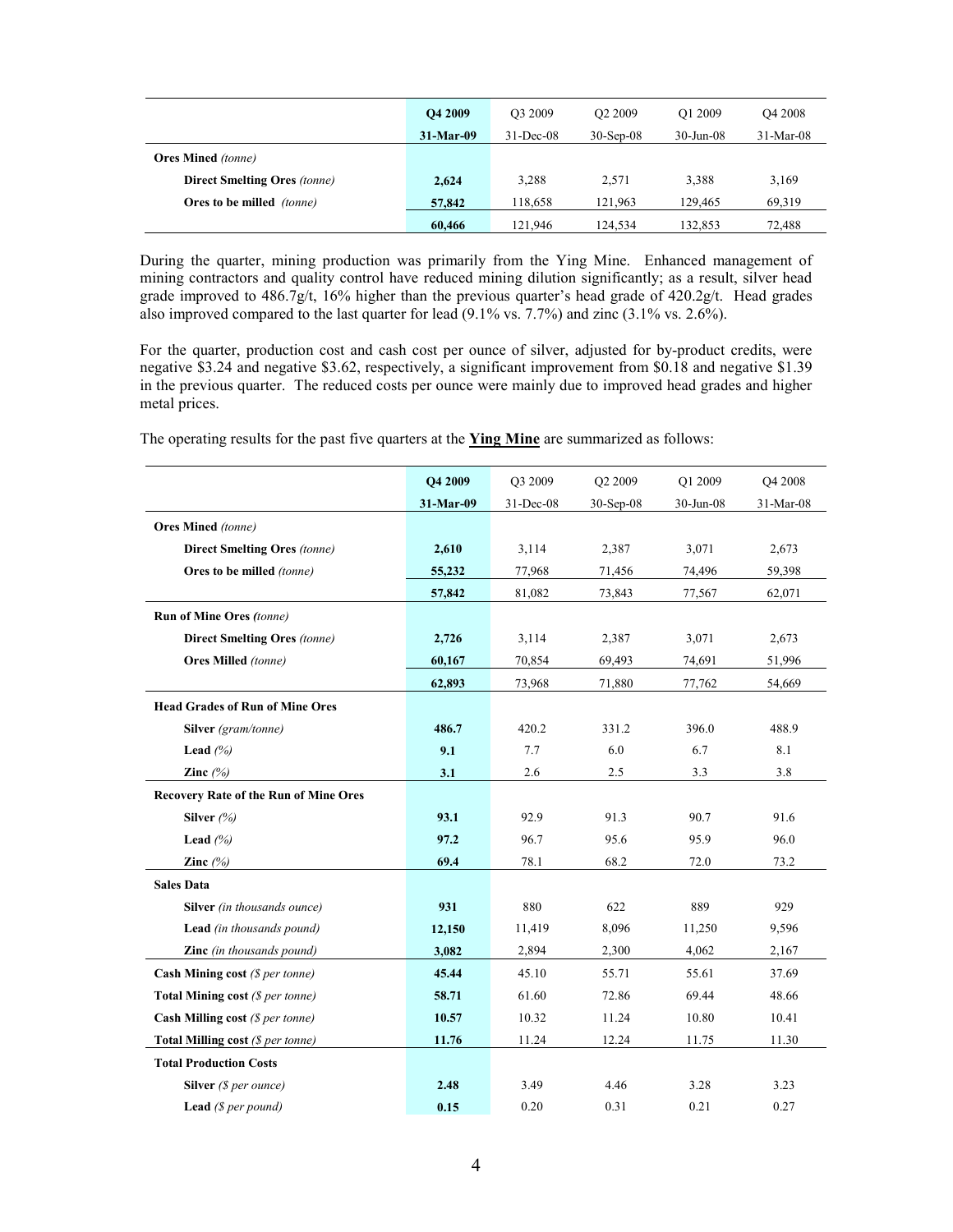| | Q4 2009 | Q3 2009 | Q2 2009 | Q1 2009 | Q4 2008 |
|---|---|---|---|---|---|
| | 31-Mar-09 | 31-Dec-08 | 30-Sep-08 | 30-Jun-08 | 31-Mar-08 |
| **Ores Mined** *(tonne)* | | | | | |
| **Direct Smelting Ores** *(tonne)* | **2,624** | 3,288 | 2,571 | 3,388 | 3,169 |
| **Ores to be milled** *(tonne)* | **57,842** | 118,658 | 121,963 | 129,465 | 69,319 |
| | **60,466** | 121,946 | 124,534 | 132,853 | 72,488 |

During the quarter, mining production was primarily from the Ying Mine. Enhanced management of mining contractors and quality control have reduced mining dilution significantly; as a result, silver head grade improved to 486.7g/t, 16% higher than the previous quarter's head grade of 420.2g/t. Head grades also improved compared to the last quarter for lead (9.1% vs. 7.7%) and zinc (3.1% vs. 2.6%).

For the quarter, production cost and cash cost per ounce of silver, adjusted for by-product credits, were negative $3.24 and negative $3.62, respectively, a significant improvement from $0.18 and negative $1.39 in the previous quarter. The reduced costs per ounce were mainly due to improved head grades and higher metal prices.

The operating results for the past five quarters at the **Ying Mine** are summarized as follows:

| | Q4 2009 | Q3 2009 | Q2 2009 | Q1 2009 | Q4 2008 |
|---|---|---|---|---|---|
| | 31-Mar-09 | 31-Dec-08 | 30-Sep-08 | 30-Jun-08 | 31-Mar-08 |
| **Ores Mined** *(tonne)* | | | | | |
| **Direct Smelting Ores** *(tonne)* | **2,610** | 3,114 | 2,387 | 3,071 | 2,673 |
| **Ores to be milled** *(tonne)* | **55,232** | 77,968 | 71,456 | 74,496 | 59,398 |
| | **57,842** | 81,082 | 73,843 | 77,567 | 62,071 |
| **Run of Mine Ores** *(tonne)* | | | | | |
| **Direct Smelting Ores** *(tonne)* | **2,726** | 3,114 | 2,387 | 3,071 | 2,673 |
| **Ores Milled** *(tonne)* | **60,167** | 70,854 | 69,493 | 74,691 | 51,996 |
| | **62,893** | 73,968 | 71,880 | 77,762 | 54,669 |
| **Head Grades of Run of Mine Ores** | | | | | |
| **Silver** *(gram/tonne)* | **486.7** | 420.2 | 331.2 | 396.0 | 488.9 |
| **Lead** *(%)* | **9.1** | 7.7 | 6.0 | 6.7 | 8.1 |
| **Zinc** *(%)* | **3.1** | 2.6 | 2.5 | 3.3 | 3.8 |
| **Recovery Rate of the Run of Mine Ores** | | | | | |
| **Silver** *(%)* | **93.1** | 92.9 | 91.3 | 90.7 | 91.6 |
| **Lead** *(%)* | **97.2** | 96.7 | 95.6 | 95.9 | 96.0 |
| **Zinc** *(%)* | **69.4** | 78.1 | 68.2 | 72.0 | 73.2 |
| **Sales Data** | | | | | |
| **Silver** *(in thousands ounce)* | **931** | 880 | 622 | 889 | 929 |
| **Lead** *(in thousands pound)* | **12,150** | 11,419 | 8,096 | 11,250 | 9,596 |
| **Zinc** *(in thousands pound)* | **3,082** | 2,894 | 2,300 | 4,062 | 2,167 |
| **Cash Mining cost** *($ per tonne)* | **45.44** | 45.10 | 55.71 | 55.61 | 37.69 |
| **Total Mining cost** *($ per tonne)* | **58.71** | 61.60 | 72.86 | 69.44 | 48.66 |
| **Cash Milling cost** *($ per tonne)* | **10.57** | 10.32 | 11.24 | 10.80 | 10.41 |
| **Total Milling cost** *($ per tonne)* | **11.76** | 11.24 | 12.24 | 11.75 | 11.30 |
| **Total Production Costs** | | | | | |
| **Silver** *($ per ounce)* | **2.48** | 3.49 | 4.46 | 3.28 | 3.23 |
| **Lead** *($ per pound)* | **0.15** | 0.20 | 0.31 | 0.21 | 0.27 |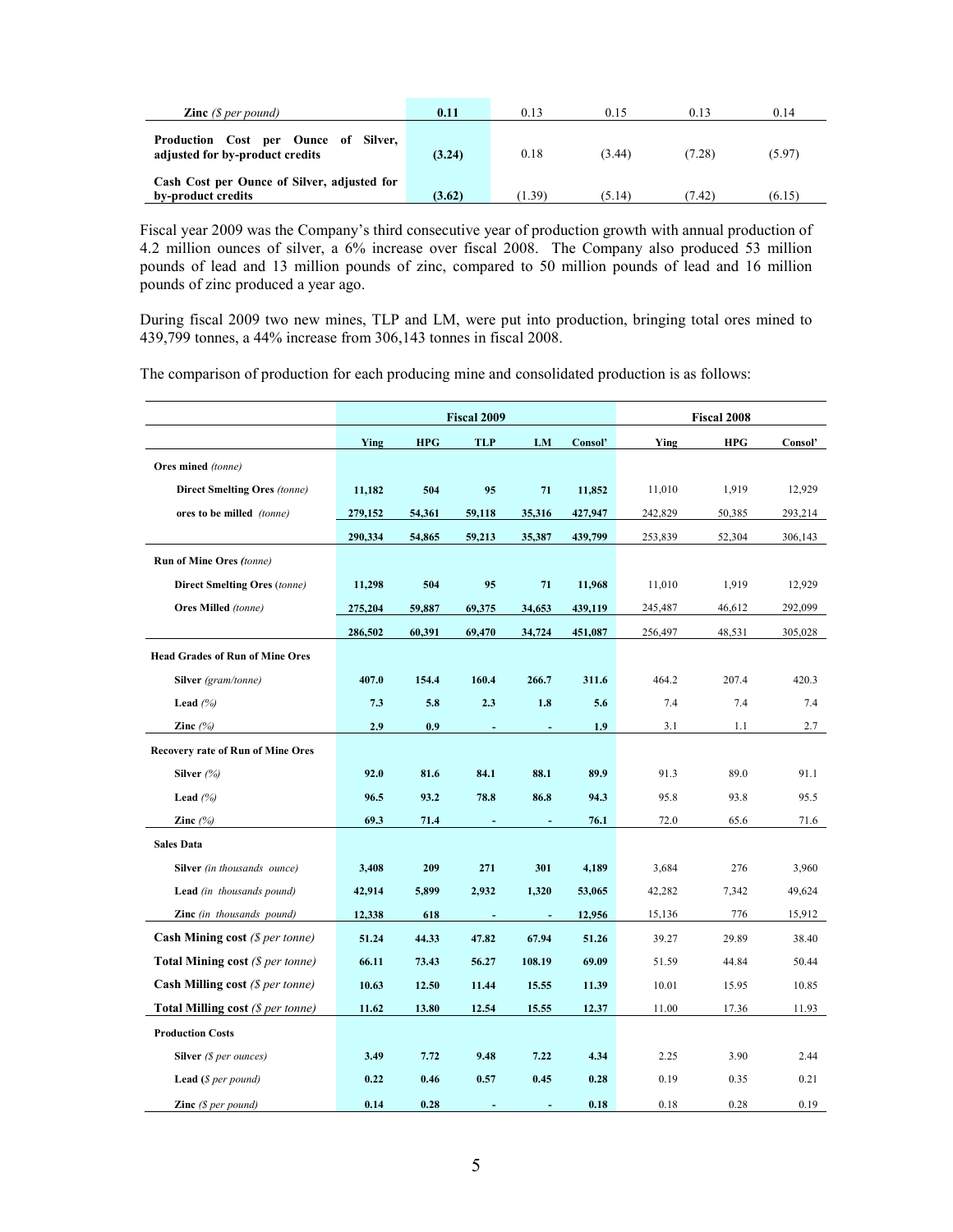| | | | | | |
|---|---|---|---|---|---|
| **Zinc** *($ per pound)* | **0.11** | 0.13 | 0.15 | 0.13 | 0.14 |
| **Production Cost per Ounce of Silver, adjusted for by-product credits** | **(3.24)** | 0.18 | (3.44) | (7.28) | (5.97) |
| **Cash Cost per Ounce of Silver, adjusted for by-product credits** | **(3.62)** | (1.39) | (5.14) | (7.42) | (6.15) |

Fiscal year 2009 was the Company's third consecutive year of production growth with annual production of 4.2 million ounces of silver, a 6% increase over fiscal 2008. The Company also produced 53 million pounds of lead and 13 million pounds of zinc, compared to 50 million pounds of lead and 16 million pounds of zinc produced a year ago.

During fiscal 2009 two new mines, TLP and LM, were put into production, bringing total ores mined to 439,799 tonnes, a 44% increase from 306,143 tonnes in fiscal 2008.

The comparison of production for each producing mine and consolidated production is as follows:

| | Fiscal 2009 | | | | | Fiscal 2008 | | |
|---|---|---|---|---|---|---|---|---|
| | **Ying** | **HPG** | **TLP** | **LM** | **Consol'** | **Ying** | **HPG** | **Consol'** |
| **Ores mined** *(tonne)* | | | | | | | | |
| **Direct Smelting Ores** *(tonne)* | **11,182** | **504** | **95** | **71** | **11,852** | 11,010 | 1,919 | 12,929 |
| **ores to be milled** *(tonne)* | **279,152** | **54,361** | **59,118** | **35,316** | **427,947** | 242,829 | 50,385 | 293,214 |
| | **290,334** | **54,865** | **59,213** | **35,387** | **439,799** | 253,839 | 52,304 | 306,143 |
| **Run of Mine Ores** *(tonne)* | | | | | | | | |
| **Direct Smelting Ores** (*tonne*) | **11,298** | **504** | **95** | **71** | **11,968** | 11,010 | 1,919 | 12,929 |
| **Ores Milled** *(tonne)* | **275,204** | **59,887** | **69,375** | **34,653** | **439,119** | 245,487 | 46,612 | 292,099 |
| | **286,502** | **60,391** | **69,470** | **34,724** | **451,087** | 256,497 | 48,531 | 305,028 |
| **Head Grades of Run of Mine Ores** | | | | | | | | |
| **Silver** *(gram/tonne)* | **407.0** | **154.4** | **160.4** | **266.7** | **311.6** | 464.2 | 207.4 | 420.3 |
| **Lead** *(%)* | **7.3** | **5.8** | **2.3** | **1.8** | **5.6** | 7.4 | 7.4 | 7.4 |
| **Zinc** *(%)* | **2.9** | **0.9** | **-** | **-** | **1.9** | 3.1 | 1.1 | 2.7 |
| **Recovery rate of Run of Mine Ores** | | | | | | | | |
| **Silver** *(%)* | **92.0** | **81.6** | **84.1** | **88.1** | **89.9** | 91.3 | 89.0 | 91.1 |
| **Lead** *(%)* | **96.5** | **93.2** | **78.8** | **86.8** | **94.3** | 95.8 | 93.8 | 95.5 |
| **Zinc** *(%)* | **69.3** | **71.4** | **-** | **-** | **76.1** | 72.0 | 65.6 | 71.6 |
| **Sales Data** | | | | | | | | |
| **Silver** *(in thousands ounce)* | **3,408** | **209** | **271** | **301** | **4,189** | 3,684 | 276 | 3,960 |
| **Lead** *(in thousands pound)* | **42,914** | **5,899** | **2,932** | **1,320** | **53,065** | 42,282 | 7,342 | 49,624 |
| **Zinc** *(in thousands pound)* | **12,338** | **618** | **-** | **-** | **12,956** | 15,136 | 776 | 15,912 |
| **Cash Mining cost** *($ per tonne)* | **51.24** | **44.33** | **47.82** | **67.94** | **51.26** | 39.27 | 29.89 | 38.40 |
| **Total Mining cost** *($ per tonne)* | **66.11** | **73.43** | **56.27** | **108.19** | **69.09** | 51.59 | 44.84 | 50.44 |
| **Cash Milling cost** *($ per tonne)* | **10.63** | **12.50** | **11.44** | **15.55** | **11.39** | 10.01 | 15.95 | 10.85 |
| **Total Milling cost** *($ per tonne)* | **11.62** | **13.80** | **12.54** | **15.55** | **12.37** | 11.00 | 17.36 | 11.93 |
| **Production Costs** | | | | | | | | |
| **Silver** *($ per ounces)* | **3.49** | **7.72** | **9.48** | **7.22** | **4.34** | 2.25 | 3.90 | 2.44 |
| **Lead** (*$ per pound*) | **0.22** | **0.46** | **0.57** | **0.45** | **0.28** | 0.19 | 0.35 | 0.21 |
| **Zinc** *($ per pound)* | **0.14** | **0.28** | **-** | **-** | **0.18** | 0.18 | 0.28 | 0.19 |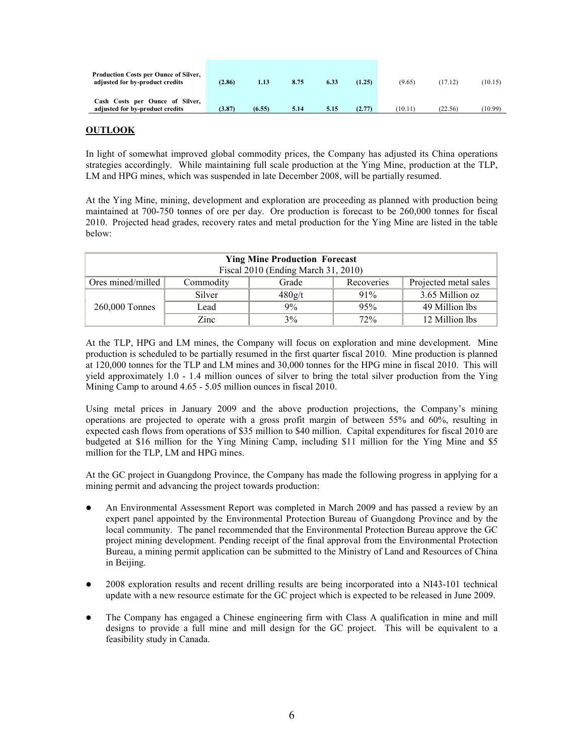| | | | | | | | | |
|---|---|---|---|---|---|---|---|---|
| **Production Costs per Ounce of Silver, adjusted for by-product credits** | **(2.86)** | **1.13** | **8.75** | **6.33** | **(1.25)** | (9.65) | (17.12) | (10.15) |
| **Cash Costs per Ounce of Silver, adjusted for by-product credits** | **(3.87)** | **(6.55)** | **5.14** | **5.15** | **(2.77)** | (10.11) | (22.56) | (10.99) |

## OUTLOOK

In light of somewhat improved global commodity prices, the Company has adjusted its China operations strategies accordingly. While maintaining full scale production at the Ying Mine, production at the TLP, LM and HPG mines, which was suspended in late December 2008, will be partially resumed.

At the Ying Mine, mining, development and exploration are proceeding as planned with production being maintained at 700-750 tonnes of ore per day. Ore production is forecast to be 260,000 tonnes for fiscal 2010. Projected head grades, recovery rates and metal production for the Ying Mine are listed in the table below:

| **Ying Mine Production Forecast**<br>Fiscal 2010 (Ending March 31, 2010) | | | | |
|---|---|---|---|---|
| Ores mined/milled | Commodity | Grade | Recoveries | Projected metal sales |
| 260,000 Tonnes | Silver | 480g/t | 91% | 3.65 Million oz |
| | Lead | 9% | 95% | 49 Million lbs |
| | Zinc | 3% | 72% | 12 Million lbs |

At the TLP, HPG and LM mines, the Company will focus on exploration and mine development. Mine production is scheduled to be partially resumed in the first quarter fiscal 2010. Mine production is planned at 120,000 tonnes for the TLP and LM mines and 30,000 tonnes for the HPG mine in fiscal 2010. This will yield approximately 1.0 - 1.4 million ounces of silver to bring the total silver production from the Ying Mining Camp to around 4.65 - 5.05 million ounces in fiscal 2010.

Using metal prices in January 2009 and the above production projections, the Company's mining operations are projected to operate with a gross profit margin of between 55% and 60%, resulting in expected cash flows from operations of $35 million to $40 million. Capital expenditures for fiscal 2010 are budgeted at $16 million for the Ying Mining Camp, including $11 million for the Ying Mine and $5 million for the TLP, LM and HPG mines.

At the GC project in Guangdong Province, the Company has made the following progress in applying for a mining permit and advancing the project towards production:

- An Environmental Assessment Report was completed in March 2009 and has passed a review by an expert panel appointed by the Environmental Protection Bureau of Guangdong Province and by the local community. The panel recommended that the Environmental Protection Bureau approve the GC project mining development. Pending receipt of the final approval from the Environmental Protection Bureau, a mining permit application can be submitted to the Ministry of Land and Resources of China in Beijing.

- 2008 exploration results and recent drilling results are being incorporated into a NI43-101 technical update with a new resource estimate for the GC project which is expected to be released in June 2009.

- The Company has engaged a Chinese engineering firm with Class A qualification in mine and mill designs to provide a full mine and mill design for the GC project. This will be equivalent to a feasibility study in Canada.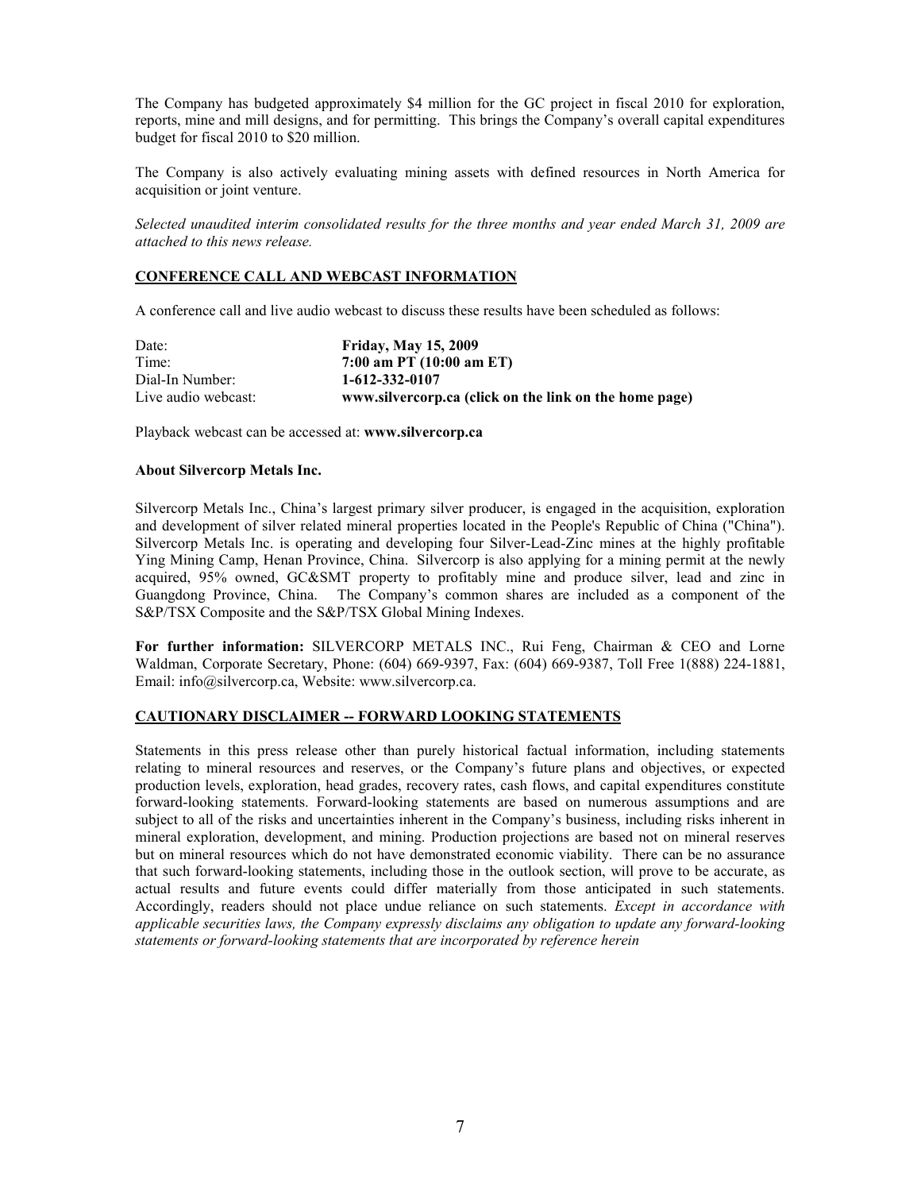The Company has budgeted approximately $4 million for the GC project in fiscal 2010 for exploration, reports, mine and mill designs, and for permitting. This brings the Company's overall capital expenditures budget for fiscal 2010 to $20 million.

The Company is also actively evaluating mining assets with defined resources in North America for acquisition or joint venture.

*Selected unaudited interim consolidated results for the three months and year ended March 31, 2009 are attached to this news release.*

## CONFERENCE CALL AND WEBCAST INFORMATION

A conference call and live audio webcast to discuss these results have been scheduled as follows:

| | |
|---|---|
| Date: | **Friday, May 15, 2009** |
| Time: | **7:00 am PT (10:00 am ET)** |
| Dial-In Number: | **1-612-332-0107** |
| Live audio webcast: | **www.silvercorp.ca (click on the link on the home page)** |

Playback webcast can be accessed at: **www.silvercorp.ca**

**About Silvercorp Metals Inc.**

Silvercorp Metals Inc., China's largest primary silver producer, is engaged in the acquisition, exploration and development of silver related mineral properties located in the People's Republic of China ("China"). Silvercorp Metals Inc. is operating and developing four Silver-Lead-Zinc mines at the highly profitable Ying Mining Camp, Henan Province, China. Silvercorp is also applying for a mining permit at the newly acquired, 95% owned, GC&SMT property to profitably mine and produce silver, lead and zinc in Guangdong Province, China. The Company's common shares are included as a component of the S&P/TSX Composite and the S&P/TSX Global Mining Indexes.

**For further information:** SILVERCORP METALS INC., Rui Feng, Chairman & CEO and Lorne Waldman, Corporate Secretary, Phone: (604) 669-9397, Fax: (604) 669-9387, Toll Free 1(888) 224-1881, Email: info@silvercorp.ca, Website: www.silvercorp.ca.

## CAUTIONARY DISCLAIMER -- FORWARD LOOKING STATEMENTS

Statements in this press release other than purely historical factual information, including statements relating to mineral resources and reserves, or the Company's future plans and objectives, or expected production levels, exploration, head grades, recovery rates, cash flows, and capital expenditures constitute forward-looking statements. Forward-looking statements are based on numerous assumptions and are subject to all of the risks and uncertainties inherent in the Company's business, including risks inherent in mineral exploration, development, and mining. Production projections are based not on mineral reserves but on mineral resources which do not have demonstrated economic viability. There can be no assurance that such forward-looking statements, including those in the outlook section, will prove to be accurate, as actual results and future events could differ materially from those anticipated in such statements. Accordingly, readers should not place undue reliance on such statements. *Except in accordance with applicable securities laws, the Company expressly disclaims any obligation to update any forward-looking statements or forward-looking statements that are incorporated by reference herein*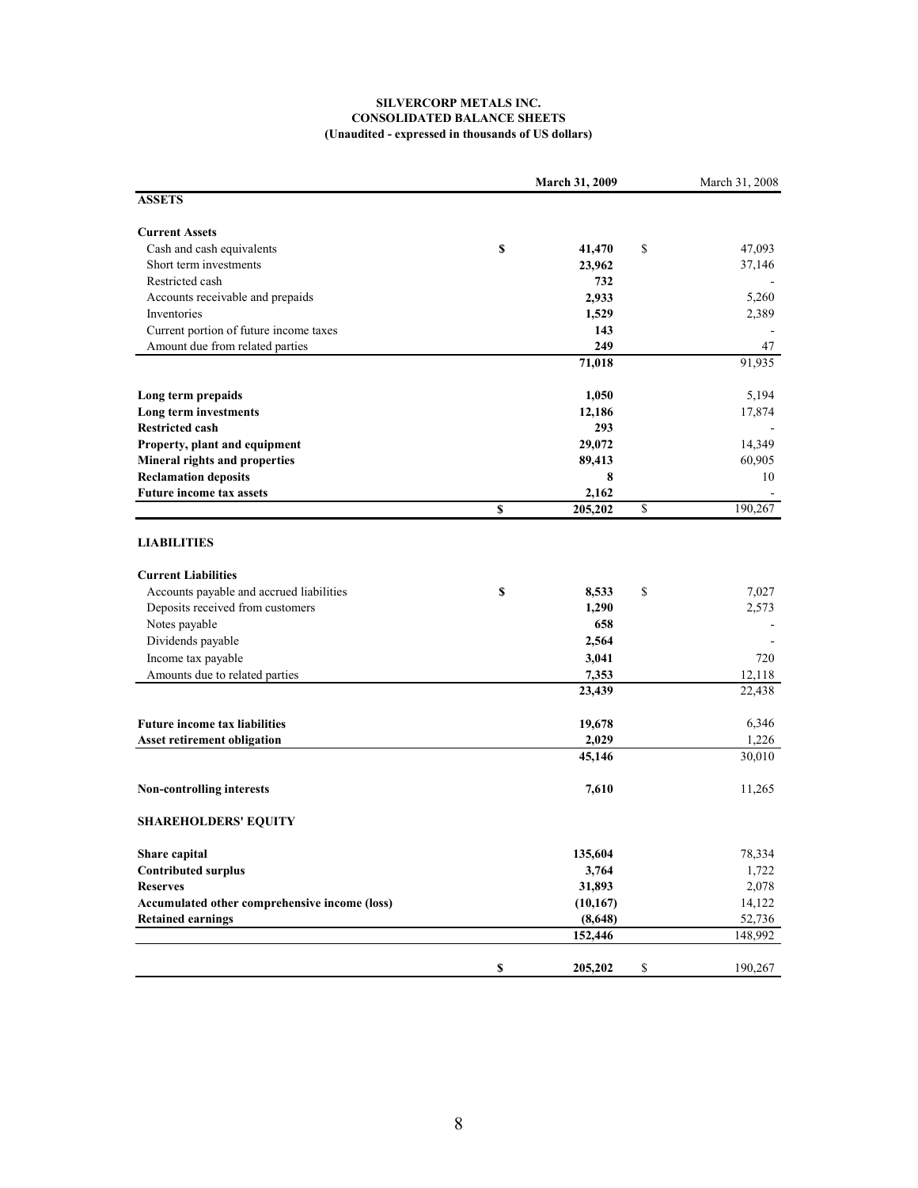**SILVERCORP METALS INC.**
**CONSOLIDATED BALANCE SHEETS**
**(Unaudited - expressed in thousands of US dollars)**

| | March 31, 2009 | March 31, 2008 |
|---|---|---|
| **ASSETS** | | |
| **Current Assets** | | |
| Cash and cash equivalents | $ 41,470 | $ 47,093 |
| Short term investments | 23,962 | 37,146 |
| Restricted cash | 732 | - |
| Accounts receivable and prepaids | 2,933 | 5,260 |
| Inventories | 1,529 | 2,389 |
| Current portion of future income taxes | 143 | - |
| Amount due from related parties | 249 | 47 |
| | 71,018 | 91,935 |
| **Long term prepaids** | 1,050 | 5,194 |
| **Long term investments** | 12,186 | 17,874 |
| **Restricted cash** | 293 | - |
| **Property, plant and equipment** | 29,072 | 14,349 |
| **Mineral rights and properties** | 89,413 | 60,905 |
| **Reclamation deposits** | 8 | 10 |
| **Future income tax assets** | 2,162 | - |
| | $ 205,202 | $ 190,267 |
| **LIABILITIES** | | |
| **Current Liabilities** | | |
| Accounts payable and accrued liabilities | $ 8,533 | $ 7,027 |
| Deposits received from customers | 1,290 | 2,573 |
| Notes payable | 658 | - |
| Dividends payable | 2,564 | - |
| Income tax payable | 3,041 | 720 |
| Amounts due to related parties | 7,353 | 12,118 |
| | 23,439 | 22,438 |
| **Future income tax liabilities** | 19,678 | 6,346 |
| **Asset retirement obligation** | 2,029 | 1,226 |
| | 45,146 | 30,010 |
| **Non-controlling interests** | 7,610 | 11,265 |
| **SHAREHOLDERS' EQUITY** | | |
| **Share capital** | 135,604 | 78,334 |
| **Contributed surplus** | 3,764 | 1,722 |
| **Reserves** | 31,893 | 2,078 |
| **Accumulated other comprehensive income (loss)** | (10,167) | 14,122 |
| **Retained earnings** | (8,648) | 52,736 |
| | 152,446 | 148,992 |
| | $ 205,202 | $ 190,267 |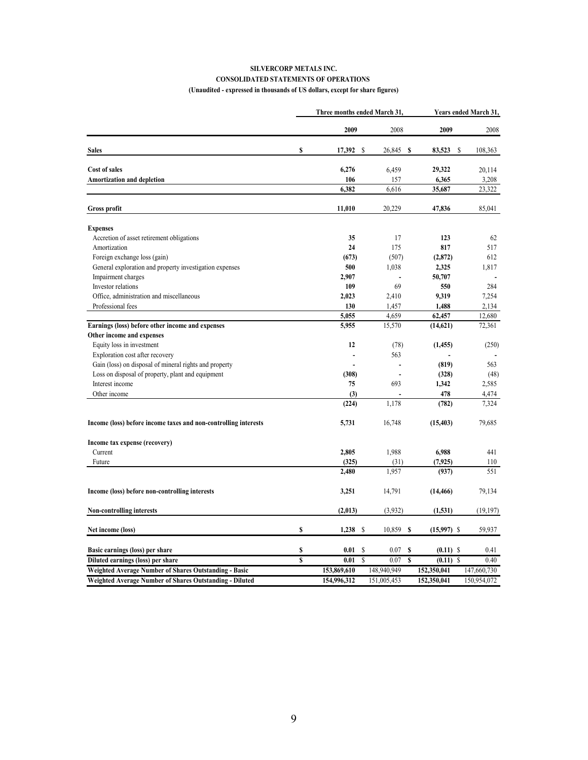**SILVERCORP METALS INC.**

**CONSOLIDATED STATEMENTS OF OPERATIONS**

**(Unaudited - expressed in thousands of US dollars, except for share figures)**

| | Three months ended March 31, | | Years ended March 31, | |
|---|---|---|---|---|
| | **2009** | 2008 | **2009** | 2008 |
| **Sales** | **$ 17,392** | $ 26,845 | **$ 83,523** | $ 108,363 |
| **Cost of sales** | **6,276** | 6,459 | **29,322** | 20,114 |
| **Amortization and depletion** | **106** | 157 | **6,365** | 3,208 |
| | **6,382** | 6,616 | **35,687** | 23,322 |
| **Gross profit** | **11,010** | 20,229 | **47,836** | 85,041 |
| **Expenses** | | | | |
| Accretion of asset retirement obligations | **35** | 17 | **123** | 62 |
| Amortization | **24** | 175 | **817** | 517 |
| Foreign exchange loss (gain) | **(673)** | (507) | **(2,872)** | 612 |
| General exploration and property investigation expenses | **500** | 1,038 | **2,325** | 1,817 |
| Impairment charges | **2,907** | - | **50,707** | - |
| Investor relations | **109** | 69 | **550** | 284 |
| Office, administration and miscellaneous | **2,023** | 2,410 | **9,319** | 7,254 |
| Professional fees | **130** | 1,457 | **1,488** | 2,134 |
| | **5,055** | 4,659 | **62,457** | 12,680 |
| **Earnings (loss) before other income and expenses** | **5,955** | 15,570 | **(14,621)** | 72,361 |
| **Other income and expenses** | | | | |
| Equity loss in investment | **12** | (78) | **(1,455)** | (250) |
| Exploration cost after recovery | **-** | 563 | **-** | - |
| Gain (loss) on disposal of mineral rights and property | **-** | - | **(819)** | 563 |
| Loss on disposal of property, plant and equipment | **(308)** | - | **(328)** | (48) |
| Interest income | **75** | 693 | **1,342** | 2,585 |
| Other income | **(3)** | - | **478** | 4,474 |
| | **(224)** | 1,178 | **(782)** | 7,324 |
| **Income (loss) before income taxes and non-controlling interests** | **5,731** | 16,748 | **(15,403)** | 79,685 |
| **Income tax expense (recovery)** | | | | |
| Current | **2,805** | 1,988 | **6,988** | 441 |
| Future | **(325)** | (31) | **(7,925)** | 110 |
| | **2,480** | 1,957 | **(937)** | 551 |
| **Income (loss) before non-controlling interests** | **3,251** | 14,791 | **(14,466)** | 79,134 |
| **Non-controlling interests** | **(2,013)** | (3,932) | **(1,531)** | (19,197) |
| **Net income (loss)** | **$ 1,238** | $ 10,859 | **$ (15,997)** | $ 59,937 |
| **Basic earnings (loss) per share** | **$ 0.01** | $ 0.07 | **$ (0.11)** | $ 0.41 |
| **Diluted earnings (loss) per share** | **$ 0.01** | $ 0.07 | **$ (0.11)** | $ 0.40 |
| **Weighted Average Number of Shares Outstanding - Basic** | **153,869,610** | 148,940,949 | **152,350,041** | 147,660,730 |
| **Weighted Average Number of Shares Outstanding - Diluted** | **154,996,312** | 151,005,453 | **152,350,041** | 150,954,072 |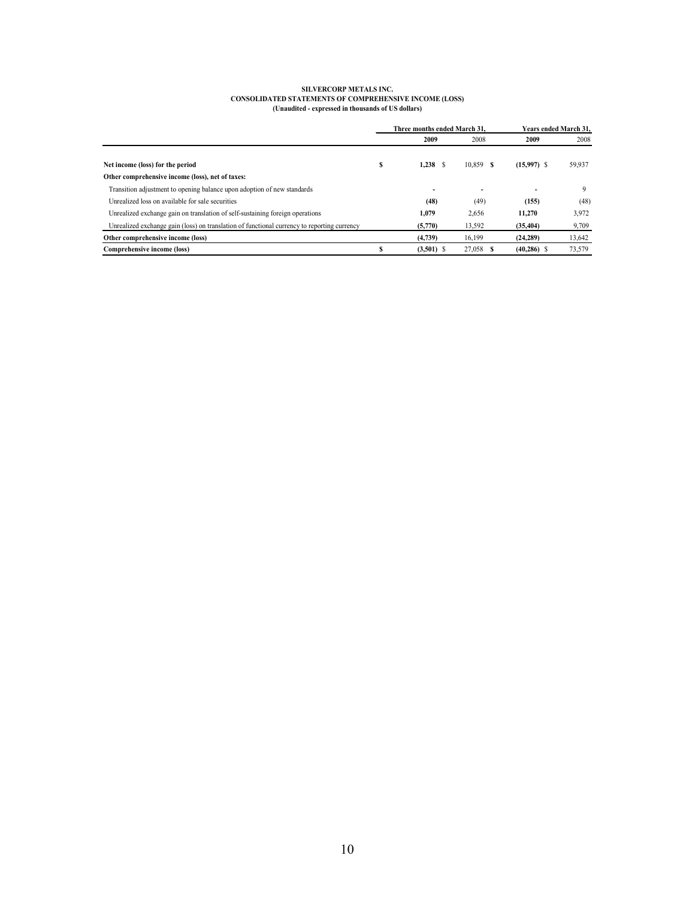**SILVERCORP METALS INC.**
**CONSOLIDATED STATEMENTS OF COMPREHENSIVE INCOME (LOSS)**
**(Unaudited - expressed in thousands of US dollars)**

| | Three months ended March 31, | | Years ended March 31, | |
|---|---|---|---|---|
| | **2009** | 2008 | **2009** | 2008 |
| **Net income (loss) for the period** | **$ 1,238** | $ 10,859 | **$ (15,997)** | $ 59,937 |
| **Other comprehensive income (loss), net of taxes:** | | | | |
| Transition adjustment to opening balance upon adoption of new standards | **-** | - | **-** | 9 |
| Unrealized loss on available for sale securities | **(48)** | (49) | **(155)** | (48) |
| Unrealized exchange gain on translation of self-sustaining foreign operations | **1,079** | 2,656 | **11,270** | 3,972 |
| Unrealized exchange gain (loss) on translation of functional currency to reporting currency | **(5,770)** | 13,592 | **(35,404)** | 9,709 |
| **Other comprehensive income (loss)** | **(4,739)** | 16,199 | **(24,289)** | 13,642 |
| **Comprehensive income (loss)** | **$ (3,501)** | $ 27,058 | **$ (40,286)** | $ 73,579 |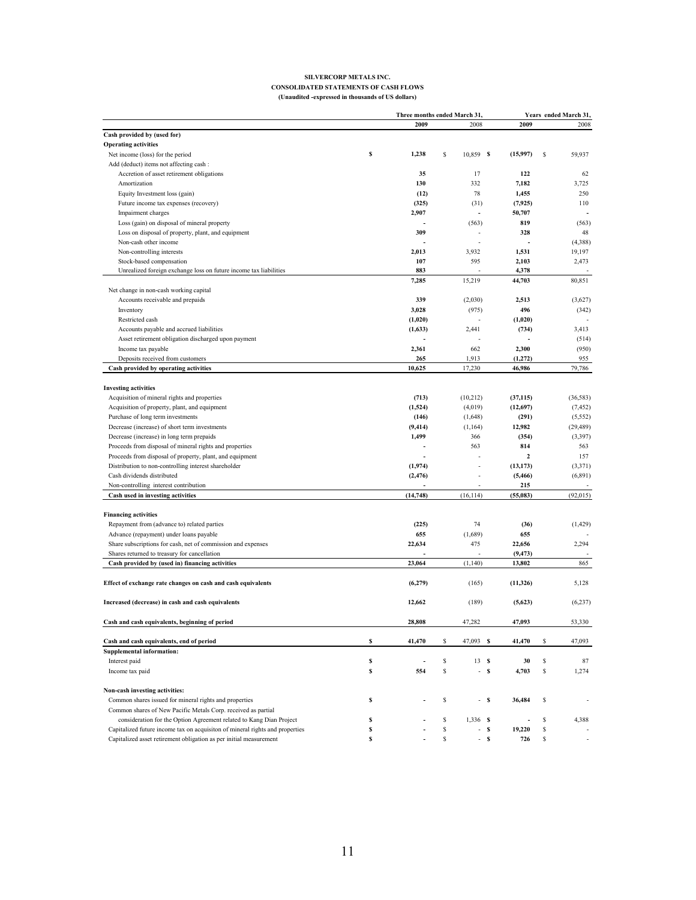**SILVERCORP METALS INC.**
**CONSOLIDATED STATEMENTS OF CASH FLOWS**
**(Unaudited -expressed in thousands of US dollars)**

| | Three months ended March 31, | | Years ended March 31, | |
|---|---|---|---|---|
| | **2009** | 2008 | **2009** | 2008 |
| **Cash provided by (used for)** | | | | |
| **Operating activities** | | | | |
| Net income (loss) for the period | **$ 1,238** | $ 10,859 | **$ (15,997)** | $ 59,937 |
| Add (deduct) items not affecting cash : | | | | |
| Accretion of asset retirement obligations | **35** | 17 | **122** | 62 |
| Amortization | **130** | 332 | **7,182** | 3,725 |
| Equity Investment loss (gain) | **(12)** | 78 | **1,455** | 250 |
| Future income tax expenses (recovery) | **(325)** | (31) | **(7,925)** | 110 |
| Impairment charges | **2,907** | - | **50,707** | - |
| Loss (gain) on disposal of mineral property | **-** | (563) | **819** | (563) |
| Loss on disposal of property, plant, and equipment | **309** | - | **328** | 48 |
| Non-cash other income | **-** | - | **-** | (4,388) |
| Non-controlling interests | **2,013** | 3,932 | **1,531** | 19,197 |
| Stock-based compensation | **107** | 595 | **2,103** | 2,473 |
| Unrealized foreign exchange loss on future income tax liabilities | **883** | - | **4,378** | - |
| | **7,285** | 15,219 | **44,703** | 80,851 |
| Net change in non-cash working capital | | | | |
| Accounts receivable and prepaids | **339** | (2,030) | **2,513** | (3,627) |
| Inventory | **3,028** | (975) | **496** | (342) |
| Restricted cash | **(1,020)** | - | **(1,020)** | - |
| Accounts payable and accrued liabilities | **(1,633)** | 2,441 | **(734)** | 3,413 |
| Asset retirement obligation discharged upon payment | **-** | - | **-** | (514) |
| Income tax payable | **2,361** | 662 | **2,300** | (950) |
| Deposits received from customers | **265** | 1,913 | **(1,272)** | 955 |
| **Cash provided by operating activities** | **10,625** | 17,230 | **46,986** | 79,786 |
| **Investing activities** | | | | |
| Acquisition of mineral rights and properties | **(713)** | (10,212) | **(37,115)** | (36,583) |
| Acquisition of property, plant, and equipment | **(1,524)** | (4,019) | **(12,697)** | (7,452) |
| Purchase of long term investments | **(146)** | (1,648) | **(291)** | (5,552) |
| Decrease (increase) of short term investments | **(9,414)** | (1,164) | **12,982** | (29,489) |
| Decrease (increase) in long term prepaids | **1,499** | 366 | **(354)** | (3,397) |
| Proceeds from disposal of mineral rights and properties | **-** | 563 | **814** | 563 |
| Proceeds from disposal of property, plant, and equipment | **-** | - | **2** | 157 |
| Distribution to non-controlling interest shareholder | **(1,974)** | - | **(13,173)** | (3,371) |
| Cash dividends distributed | **(2,476)** | - | **(5,466)** | (6,891) |
| Non-controlling interest contribution | **-** | - | **215** | - |
| **Cash used in investing activities** | **(14,748)** | (16,114) | **(55,083)** | (92,015) |
| **Financing activities** | | | | |
| Repayment from (advance to) related parties | **(225)** | 74 | **(36)** | (1,429) |
| Advance (repayment) under loans payable | **655** | (1,689) | **655** | - |
| Share subscriptions for cash, net of commission and expenses | **22,634** | 475 | **22,656** | 2,294 |
| Shares returned to treasury for cancellation | **-** | - | **(9,473)** | - |
| **Cash provided by (used in) financing activities** | **23,064** | (1,140) | **13,802** | 865 |
| **Effect of exchange rate changes on cash and cash equivalents** | **(6,279)** | (165) | **(11,326)** | 5,128 |
| **Increased (decrease) in cash and cash equivalents** | **12,662** | (189) | **(5,623)** | (6,237) |
| **Cash and cash equivalents, beginning of period** | **28,808** | 47,282 | **47,093** | 53,330 |
| **Cash and cash equivalents, end of period** | **$ 41,470** | $ 47,093 | **$ 41,470** | $ 47,093 |
| **Supplemental information:** | | | | |
| Interest paid | **$ -** | $ 13 | **$ 30** | $ 87 |
| Income tax paid | **$ 554** | $ - | **$ 4,703** | $ 1,274 |
| **Non-cash investing activities:** | | | | |
| Common shares issued for mineral rights and properties | **$ -** | $ - | **$ 36,484** | $ - |
| Common shares of New Pacific Metals Corp. received as partial consideration for the Option Agreement related to Kang Dian Project | **$ -** | $ 1,336 | **$ -** | $ 4,388 |
| Capitalized future income tax on acquisiton of mineral rights and properties | **$ -** | $ - | **$ 19,220** | $ - |
| Capitalized asset retirement obligation as per initial measurement | **$ -** | $ - | **$ 726** | $ - |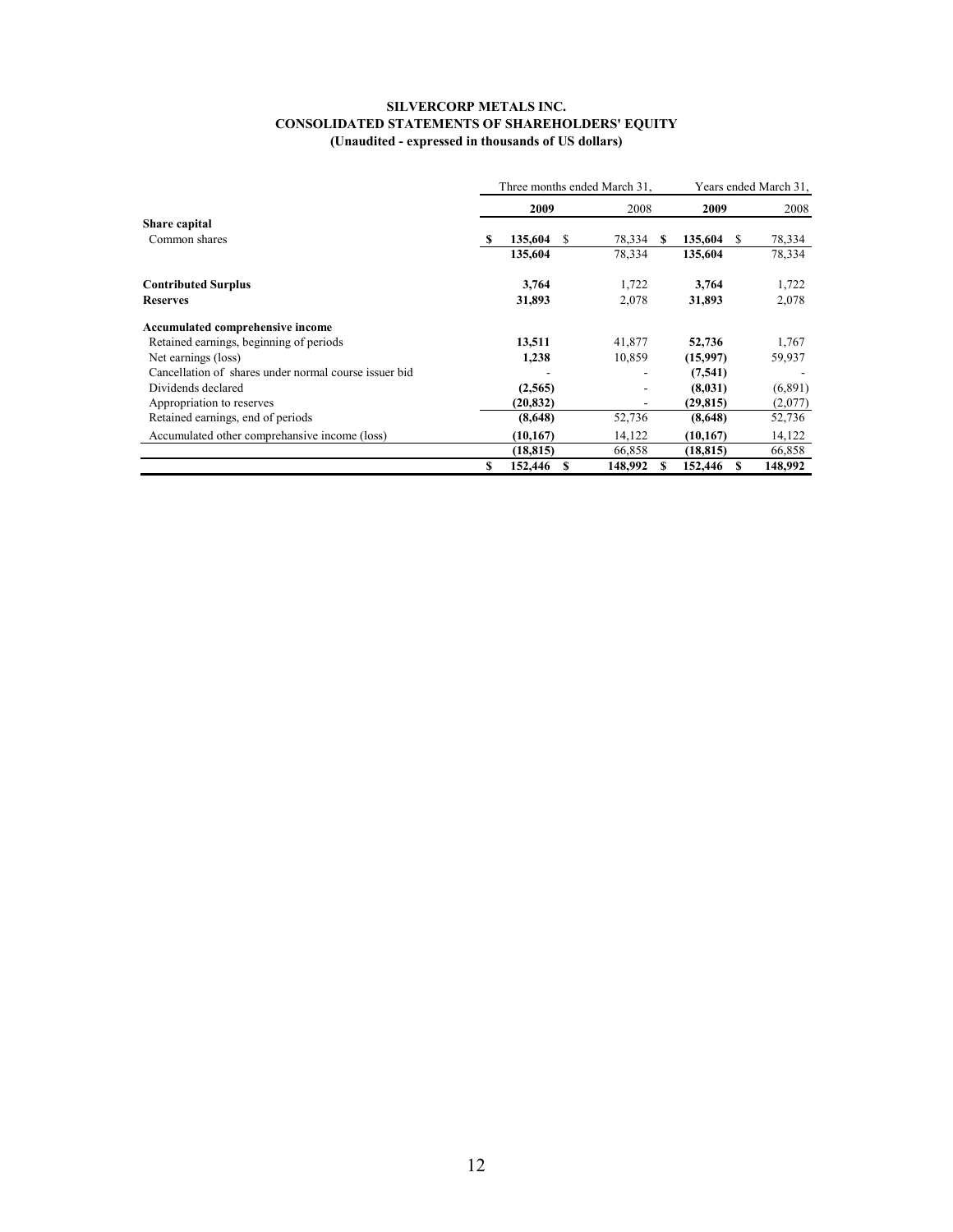# SILVERCORP METALS INC.
## CONSOLIDATED STATEMENTS OF SHAREHOLDERS' EQUITY
### (Unaudited - expressed in thousands of US dollars)

| | Three months ended March 31, | | Years ended March 31, | |
|---|---|---|---|---|
| | **2009** | 2008 | **2009** | 2008 |
| **Share capital** | | | | |
| Common shares | **$ 135,604** | $ 78,334 | **$ 135,604** | $ 78,334 |
| | **135,604** | 78,334 | **135,604** | 78,334 |
| **Contributed Surplus** | **3,764** | 1,722 | **3,764** | 1,722 |
| **Reserves** | **31,893** | 2,078 | **31,893** | 2,078 |
| **Accumulated comprehensive income** | | | | |
| Retained earnings, beginning of periods | **13,511** | 41,877 | **52,736** | 1,767 |
| Net earnings (loss) | **1,238** | 10,859 | **(15,997)** | 59,937 |
| Cancellation of shares under normal course issuer bid | **-** | - | **(7,541)** | - |
| Dividends declared | **(2,565)** | - | **(8,031)** | (6,891) |
| Appropriation to reserves | **(20,832)** | - | **(29,815)** | (2,077) |
| Retained earnings, end of periods | **(8,648)** | 52,736 | **(8,648)** | 52,736 |
| Accumulated other comprehensive income (loss) | **(10,167)** | 14,122 | **(10,167)** | 14,122 |
| | **(18,815)** | 66,858 | **(18,815)** | 66,858 |
| | **$ 152,446** | **$ 148,992** | **$ 152,446** | **$ 148,992** |